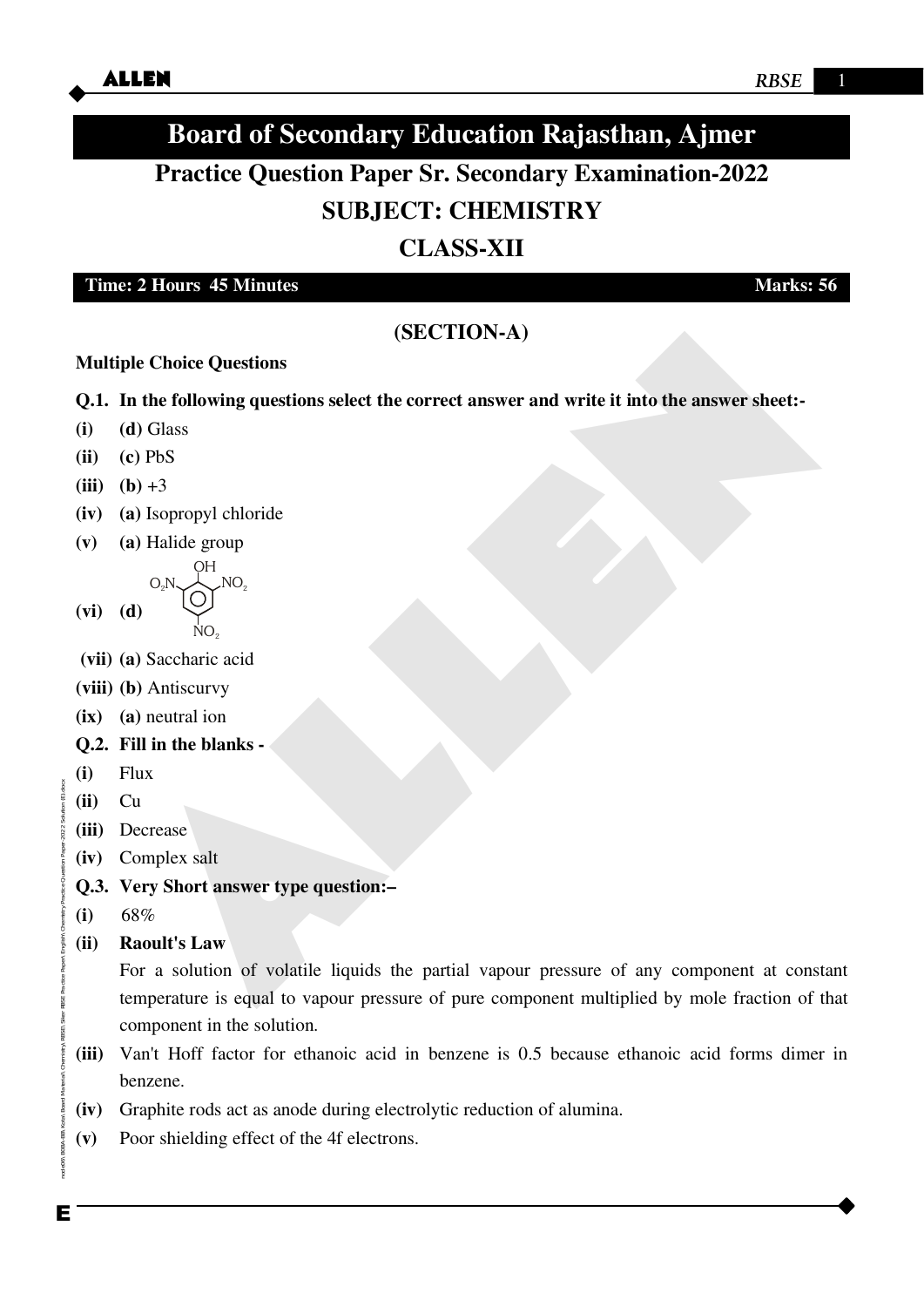# Board of Secondary Education Rajasthan, Ajmer

## Practice Question Paper Sr. Secondary Examination-2022

## SUBJECT: CHEMISTRY

## CLASS-XII

**Time: 2 Hours 45 Minutes** **Marks: 56**

### (SECTION-A)

**Multiple Choice Questions**

**Q.1. In the following questions select the correct answer and write it into the answer sheet:-**

**(i)** **(d)** Glass

**(ii)** **(c)** PbS

**(iii)** **(b)** +3

**(iv)** **(a)** Isopropyl chloride

**(v)** **(a)** Halide group

**(vi)** **(d)** (Benzene ring with OH at top, $O_2N$ and $NO_2$ at the two adjacent positions, and $NO_2$ at the bottom)

**(vii)** **(a)** Saccharic acid

**(viii)** **(b)** Antiscurvy

**(ix)** **(a)** neutral ion

**Q.2. Fill in the blanks -**

**(i)** Flux

**(ii)** Cu

**(iii)** Decrease

**(iv)** Complex salt

**Q.3. Very Short answer type question:–**

**(i)** 68%

**(ii)** **Raoult's Law**

For a solution of volatile liquids the partial vapour pressure of any component at constant temperature is equal to vapour pressure of pure component multiplied by mole fraction of that component in the solution.

**(iii)** Van't Hoff factor for ethanoic acid in benzene is 0.5 because ethanoic acid forms dimer in benzene.

**(iv)** Graphite rods act as anode during electrolytic reduction of alumina.

**(v)** Poor shielding effect of the 4f electrons.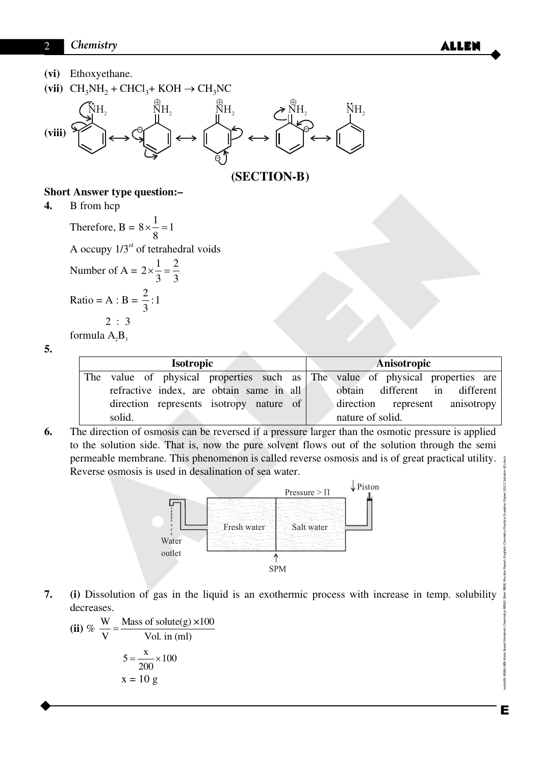**(vi)** Ethoxyethane.

**(vii)** $CH_3NH_2 + CHCl_3 + KOH \rightarrow CH_3NC$

**(viii)** Resonance structures of aniline: $\ddot{N}H_2$ (aniline) $\longleftrightarrow$ $\overset{\oplus}{N}H_2$ (ortho carbanion) $\longleftrightarrow$ $\overset{\oplus}{N}H_2$ (para carbanion) $\longleftrightarrow$ $\overset{\oplus}{N}H_2$ (ortho carbanion) $\longleftrightarrow$ $\ddot{N}H_2$ (aniline)

## (SECTION-B)

**Short Answer type question:–**

**4.** B from hcp

Therefore, B = $8 \times \frac{1}{8} = 1$

A occupy 1/3rd of tetrahedral voids

Number of A = $2 \times \frac{1}{3} = \frac{2}{3}$

Ratio = A : B = $\frac{2}{3} : 1$

2 : 3

formula $A_2B_3$

**5.**

| Isotropic | Anisotropic |
|---|---|
| The value of physical properties such as refractive index, are obtain same in all direction represents isotropy nature of solid. | The value of physical properties are obtain different in different direction represent anisotropy nature of solid. |

**6.** The direction of osmosis can be reversed if a pressure larger than the osmotic pressure is applied to the solution side. That is, now the pure solvent flows out of the solution through the semi permeable membrane. This phenomenon is called reverse osmosis and is of great practical utility. Reverse osmosis is used in desalination of sea water.

Water outlet — Fresh water | Salt water — Piston; Pressure > Π; SPM

**7.** **(i)** Dissolution of gas in the liquid is an exothermic process with increase in temp. solubility decreases.

**(ii)** $\% \frac{W}{V} = \frac{\text{Mass of solute(g)} \times 100}{\text{Vol. in (ml)}}$

$$5 = \frac{x}{200} \times 100$$

$$x = 10 \text{ g}$$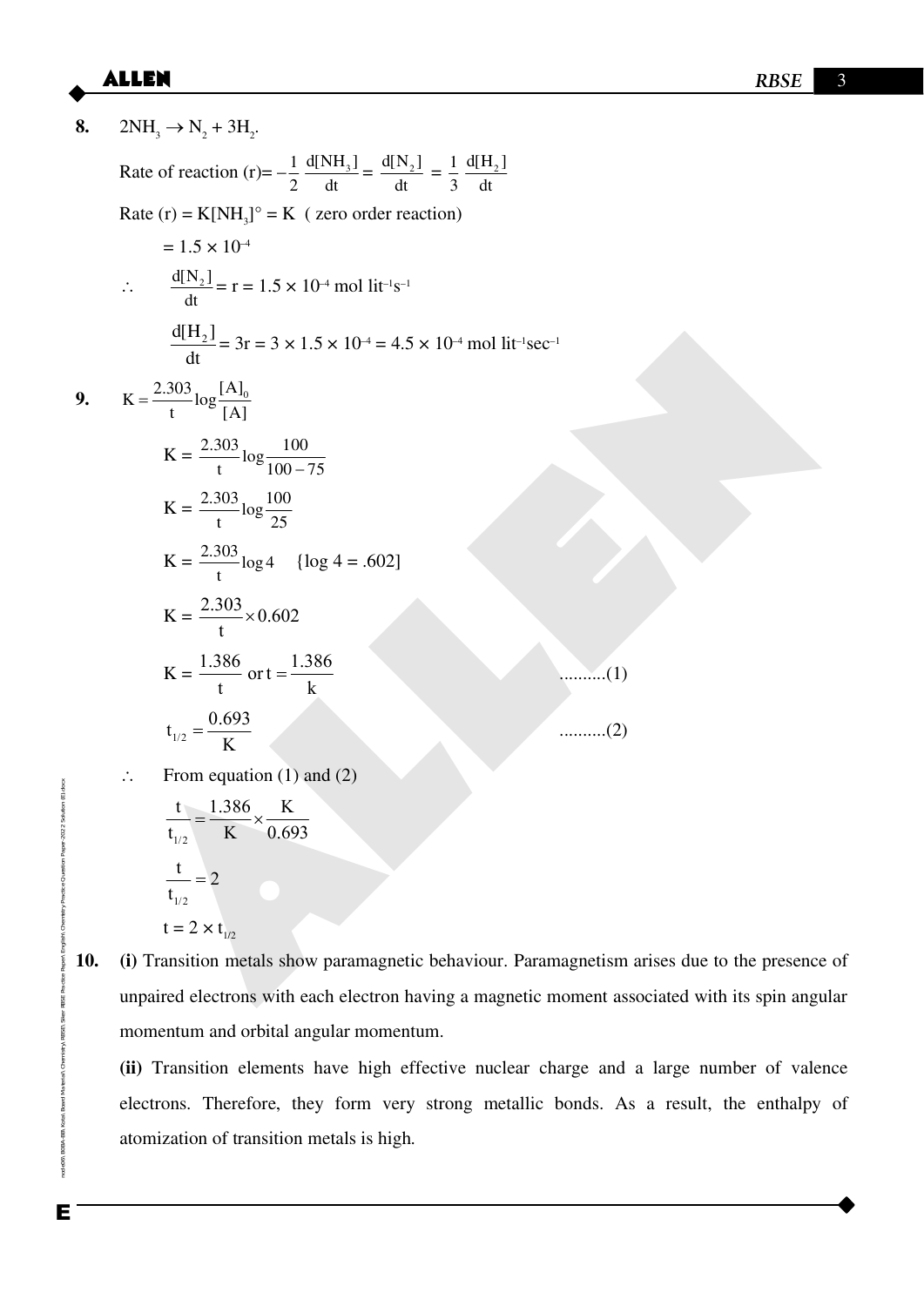**8.** $2NH_3 \rightarrow N_2 + 3H_2$.

Rate of reaction (r)$= -\frac{1}{2}\frac{d[NH_3]}{dt} = \frac{d[N_2]}{dt} = \frac{1}{3}\frac{d[H_2]}{dt}$

Rate (r) = $K[NH_3]^\circ = K$ ( zero order reaction)

$= 1.5 \times 10^{-4}$

$\therefore \quad \frac{d[N_2]}{dt} = r = 1.5 \times 10^{-4}$ mol lit$^{-1}$s$^{-1}$

$\frac{d[H_2]}{dt} = 3r = 3 \times 1.5 \times 10^{-4} = 4.5 \times 10^{-4}$ mol lit$^{-1}$sec$^{-1}$

**9.** $K = \frac{2.303}{t}\log\frac{[A]_0}{[A]}$

$K = \frac{2.303}{t}\log\frac{100}{100-75}$

$K = \frac{2.303}{t}\log\frac{100}{25}$

$K = \frac{2.303}{t}\log 4 \quad \{\log 4 = .602]$

$K = \frac{2.303}{t} \times 0.602$

$K = \frac{1.386}{t} \text{ or } t = \frac{1.386}{k}$ ..........(1)

$t_{1/2} = \frac{0.693}{K}$ ..........(2)

$\therefore$ From equation (1) and (2)

$\frac{t}{t_{1/2}} = \frac{1.386}{K} \times \frac{K}{0.693}$

$\frac{t}{t_{1/2}} = 2$

$t = 2 \times t_{1/2}$

**10.** **(i)** Transition metals show paramagnetic behaviour. Paramagnetism arises due to the presence of unpaired electrons with each electron having a magnetic moment associated with its spin angular momentum and orbital angular momentum.

**(ii)** Transition elements have high effective nuclear charge and a large number of valence electrons. Therefore, they form very strong metallic bonds. As a result, the enthalpy of atomization of transition metals is high.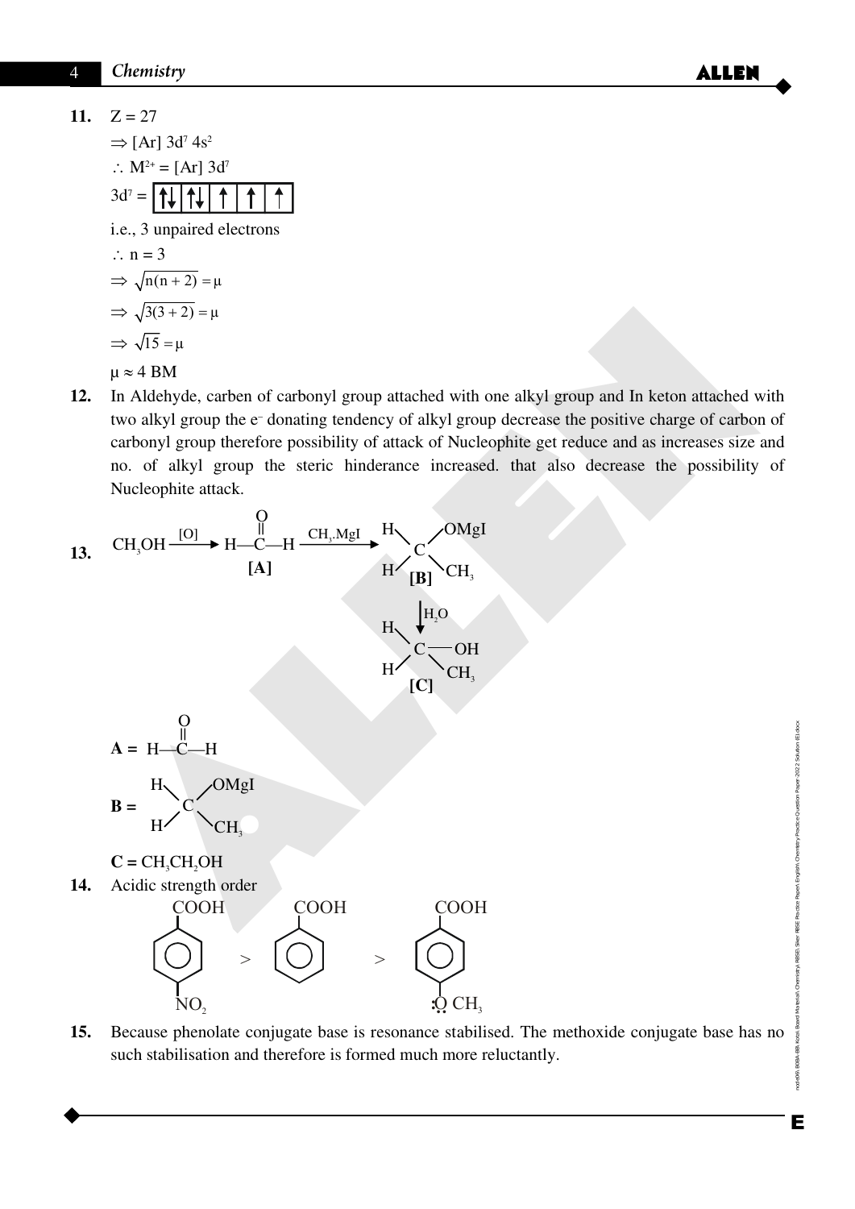**11.** Z = 27

$\Rightarrow$ [Ar] $3d^7\ 4s^2$

$\therefore M^{2+}$ = [Ar] $3d^7$

$3d^7$ = | ↑↓ | ↑↓ | ↑ | ↑ | ↑ |

i.e., 3 unpaired electrons

$\therefore$ n = 3

$\Rightarrow \sqrt{n(n+2)} = \mu$

$\Rightarrow \sqrt{3(3+2)} = \mu$

$\Rightarrow \sqrt{15} = \mu$

$\mu \approx 4$ BM

**12.** In Aldehyde, carben of carbonyl group attached with one alkyl group and In keton attached with two alkyl group the $e^-$ donating tendency of alkyl group decrease the positive charge of carbon of carbonyl group therefore possibility of attack of Nucleophite get reduce and as increases size and no. of alkyl group the steric hinderance increased. that also decrease the possibility of Nucleophite attack.

**13.** $CH_3OH \xrightarrow{[O]} H-\overset{O}{\overset{\|}{C}}-H$ **[A]** $\xrightarrow{CH_3.MgI}$ $H_2C(OMgI)(CH_3)$ **[B]** $\xrightarrow{H_2O}$ $H_2C(OH)(CH_3)$ **[C]**

**A** = $H-\overset{O}{\overset{\|}{C}}-H$

**B** = $H_2C(OMgI)(CH_3)$

**C** = $CH_3CH_2OH$

**14.** Acidic strength order

p-nitrobenzoic acid ($NO_2$–$C_6H_4$–COOH) > benzoic acid ($C_6H_5$–COOH) > p-methoxybenzoic acid ($CH_3\ddot{O}$–$C_6H_4$–COOH)

**15.** Because phenolate conjugate base is resonance stabilised. The methoxide conjugate base has no such stabilisation and therefore is formed much more reluctantly.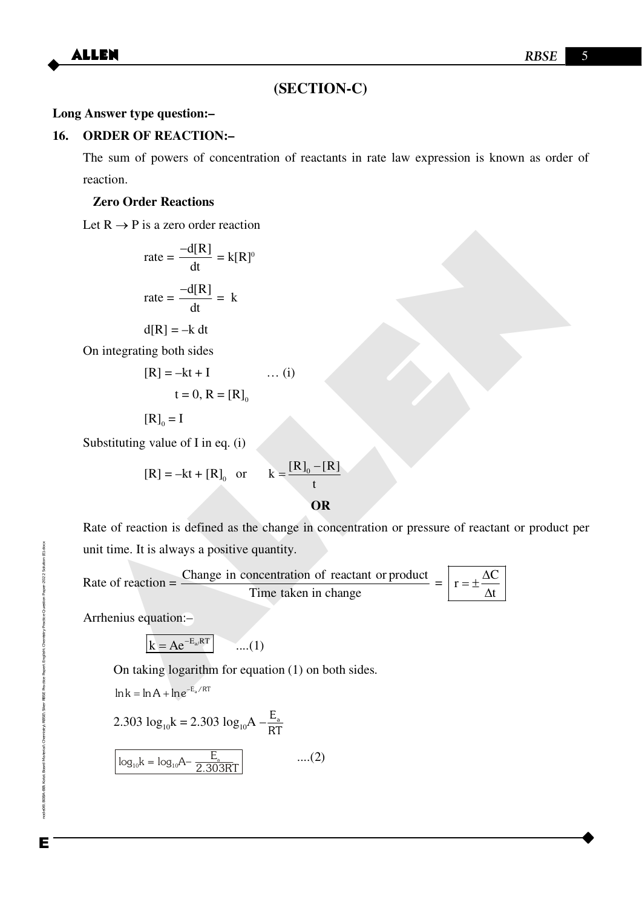## (SECTION-C)

**Long Answer type question:–**

**16. ORDER OF REACTION:–**

The sum of powers of concentration of reactants in rate law expression is known as order of reaction.

**Zero Order Reactions**

Let $R \rightarrow P$ is a zero order reaction

$$\text{rate} = \frac{-d[R]}{dt} = k[R]^0$$

$$\text{rate} = \frac{-d[R]}{dt} = k$$

$$d[R] = -k\,dt$$

On integrating both sides

$$[R] = -kt + I \qquad \ldots \text{(i)}$$

$$t = 0,\ R = [R]_0$$

$$[R]_0 = I$$

Substituting value of I in eq. (i)

$$[R] = -kt + [R]_0 \quad \text{or} \quad k = \frac{[R]_0 - [R]}{t}$$

**OR**

Rate of reaction is defined as the change in concentration or pressure of reactant or product per unit time. It is always a positive quantity.

$$\text{Rate of reaction} = \frac{\text{Change in concentration of reactant or product}}{\text{Time taken in change}} = \boxed{r = \pm\frac{\Delta C}{\Delta t}}$$

Arrhenius equation:–

$$\boxed{k = Ae^{-E_a/RT}} \qquad \text{....(1)}$$

On taking logarithm for equation (1) on both sides.

$$\ln k = \ln A + \ln e^{-E_a/RT}$$

$$2.303 \log_{10}k = 2.303 \log_{10}A - \frac{E_a}{RT}$$

$$\boxed{\log_{10}k = \log_{10}A - \frac{E_a}{2.303RT}} \qquad \text{....(2)}$$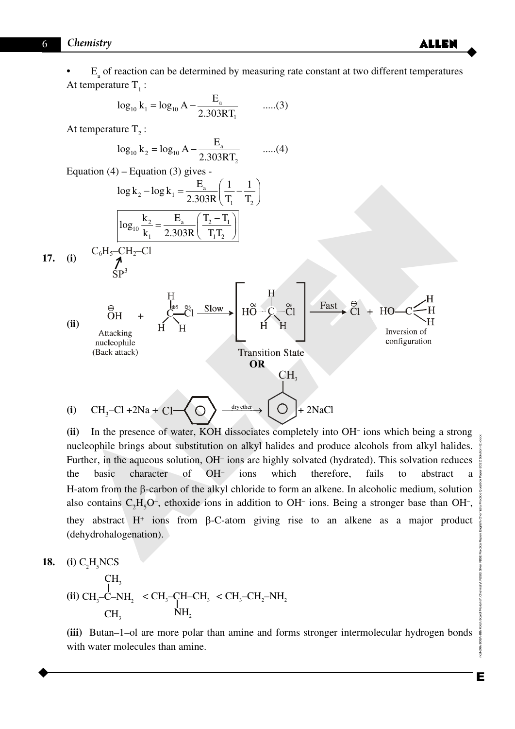- $E_a$ of reaction can be determined by measuring rate constant at two different temperatures

At temperature $T_1$ :

$$\log_{10} k_1 = \log_{10} A - \frac{E_a}{2.303RT_1} \qquad .....(3)$$

At temperature $T_2$ :

$$\log_{10} k_2 = \log_{10} A - \frac{E_a}{2.303RT_2} \qquad .....(4)$$

Equation (4) – Equation (3) gives -

$$\log k_2 - \log k_1 = \frac{E_a}{2.303R}\left(\frac{1}{T_1} - \frac{1}{T_2}\right)$$

$$\boxed{\log_{10} \frac{k_2}{k_1} = \frac{E_a}{2.303R}\left(\frac{T_2 - T_1}{T_1 T_2}\right)}$$

**17. (i)** $C_6H_5-CH_2-Cl$ ($CH_2$ carbon: $SP^3$)

**(ii)**

$$\overset{\ominus}{OH} + H_3C^{\delta+}-Cl^{\delta-} \xrightarrow{\text{Slow}} \left[ \overset{\delta-}{HO} \cdots CH_3 \cdots \overset{\delta-}{Cl} \right] \xrightarrow{\text{Fast}} \overset{\ominus}{Cl} + HO-CH_3$$

Attacking nucleophile (Back attack) — Transition State — Inversion of configuration

**OR**

**(i)** $CH_3-Cl + 2Na + Cl-C_6H_5 \xrightarrow{\text{dry ether}} C_6H_5-CH_3 + 2NaCl$

**(ii)** In the presence of water, KOH dissociates completely into $OH^-$ ions which being a strong nucleophile brings about substitution on alkyl halides and produce alcohols from alkyl halides. Further, in the aqueous solution, $OH^-$ ions are highly solvated (hydrated). This solvation reduces the basic character of $OH^-$ ions which therefore, fails to abstract a H-atom from the β-carbon of the alkyl chloride to form an alkene. In alcoholic medium, solution also contains $C_2H_5O^-$, ethoxide ions in addition to $OH^-$ ions. Being a stronger base than $OH^-$, they abstract $H^+$ ions from β-C-atom giving rise to an alkene as a major product (dehydrohalogenation).

**18. (i)** $C_2H_5NCS$

**(ii)** $(CH_3)_3C-NH_2 < CH_3-CH(NH_2)-CH_3 < CH_3-CH_2-NH_2$

**(iii)** Butan–1–ol are more polar than amine and forms stronger intermolecular hydrogen bonds with water molecules than amine.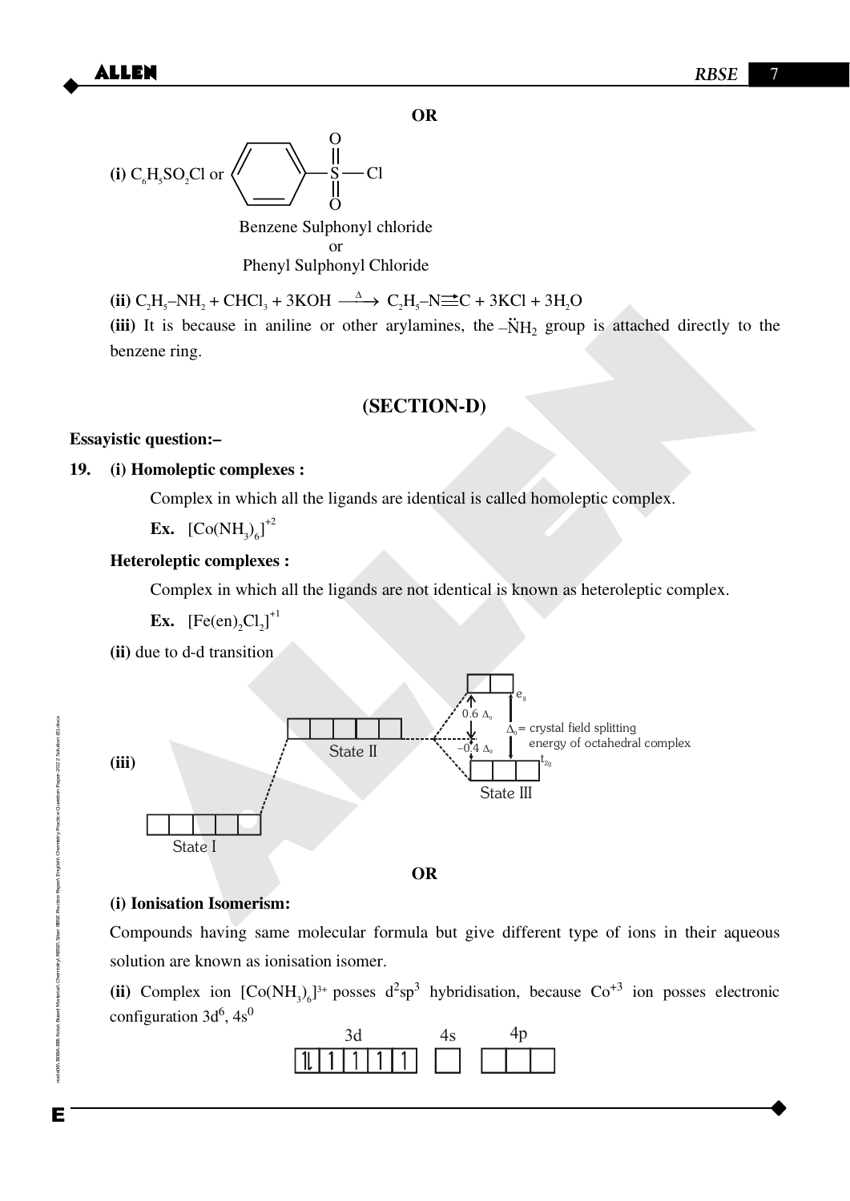**OR**

**(i)** $C_6H_5SO_2Cl$ or $C_6H_5-\overset{\overset{O}{||}}{\underset{\underset{O}{||}}{S}}-Cl$

Benzene Sulphonyl chloride
or
Phenyl Sulphonyl Chloride

**(ii)** $C_2H_5-NH_2 + CHCl_3 + 3KOH \xrightarrow{\Delta} C_2H_5-N\equiv C + 3KCl + 3H_2O$

**(iii)** It is because in aniline or other arylamines, the $-\ddot{N}H_2$ group is attached directly to the benzene ring.

## (SECTION-D)

**Essayistic question:–**

**19.** **(i) Homoleptic complexes :**

Complex in which all the ligands are identical is called homoleptic complex.

**Ex.** $[Co(NH_3)_6]^{+2}$

**Heteroleptic complexes :**

Complex in which all the ligands are not identical is known as heteroleptic complex.

**Ex.** $[Fe(en)_2Cl_2]^{+1}$

**(ii)** due to d-d transition

**(iii)**

State I → State II → State III: $e_g$ (0.6 $\Delta_0$), $t_{2g}$ (–0.4 $\Delta_0$)

$\Delta_0$ = crystal field splitting energy of octahedral complex

**OR**

**(i) Ionisation Isomerism:**

Compounds having same molecular formula but give different type of ions in their aqueous solution are known as ionisation isomer.

**(ii)** Complex ion $[Co(NH_3)_6]^{3+}$ posses $d^2sp^3$ hybridisation, because $Co^{+3}$ ion posses electronic configuration $3d^6, 4s^0$

3d: ⥮ ↿ ↿ ↿ ↿ | 4s: ☐ | 4p: ☐ ☐ ☐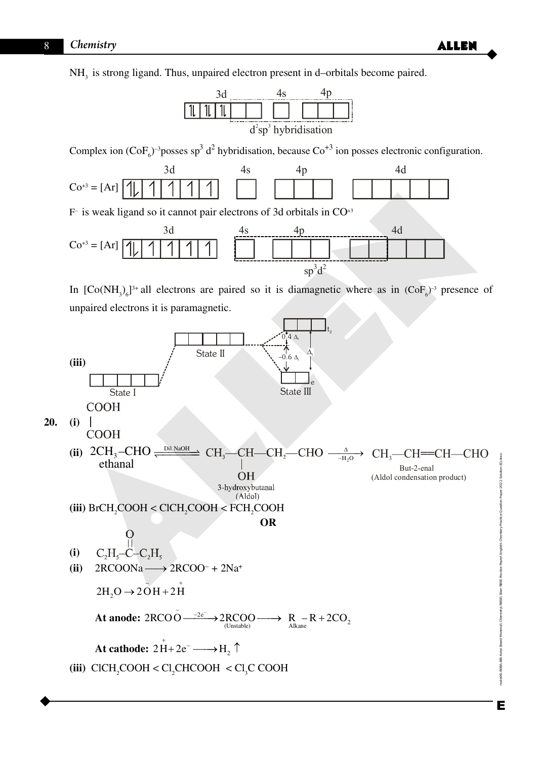$NH_3$ is strong ligand. Thus, unpaired electron present in d–orbitals become paired.

3d 4s 4p

⥮ ⥮ ⥮

$d^2sp^3$ hybridisation

Complex ion $(CoF_6)^{-3}$ posses $sp^3d^2$ hybridisation, because $Co^{+3}$ ion posses electronic configuration.

3d 4s 4p 4d

$Co^{+3}$ = [Ar] ⥮ ↿ ↿ ↿ ↿

$F^-$ is weak ligand so it cannot pair electrons of 3d orbitals in $CO^{+3}$

3d 4s 4p 4d

$Co^{+3}$ = [Ar] ⥮ ↿ ↿ ↿ ↿

$sp^3d^2$

In $[Co(NH_3)_6]^{3+}$ all electrons are paired so it is diamagnetic where as in $(CoF_6)^{-3}$ presence of unpaired electrons it is paramagnetic.

**(iii)**

State I

State II

$t_2$

$0.4\ \Delta_t$

$\Delta_t$

$-0.6\ \Delta_t$

e

State III

**20.** **(i)** COOH
| 
COOH

**(ii)** $2CH_3-CHO \xrightleftharpoons{\text{Dil.NaOH}} CH_3-\underset{\underset{OH}{|}}{CH}-CH_2-CHO \xrightarrow[-H_2O]{\Delta} CH_3-CH=CH-CHO$

ethanal — 3-hydroxybutanal (Aldol) — But-2-enal (Aldol condensation product)

**(iii)** $BrCH_2COOH < ClCH_2COOH < FCH_2COOH$

**OR**

**(i)** $C_2H_5-\overset{\overset{O}{||}}{C}-C_2H_5$

**(ii)** $2RCOONa \longrightarrow 2RCOO^- + 2Na^+$

$2H_2O \rightarrow 2\overset{-}{O}H + 2\overset{+}{H}$

**At anode:** $2RCO\overset{-}{O} \xrightarrow{-2e^-} \underset{\text{(Unstable)}}{2RCOO} \longrightarrow \underset{\text{Alkane}}{R-R} + 2CO_2$

**At cathode:** $2\overset{+}{H} + 2e^- \longrightarrow H_2\uparrow$

**(iii)** $ClCH_2COOH < Cl_2CHCOOH < Cl_3C\ COOH$